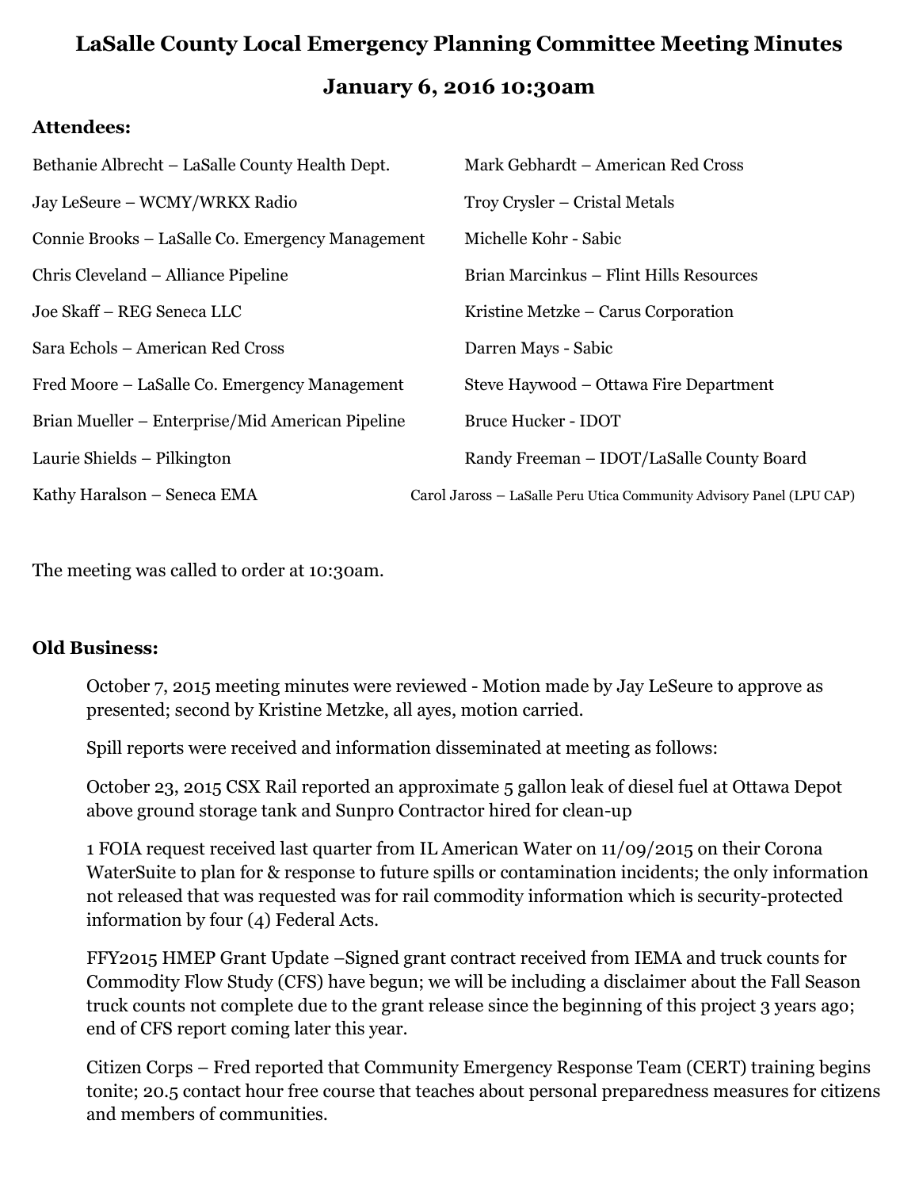# LaSalle County Local Emergency Planning Committee Meeting Minutes

## January 6, 2016 10:30am

**Attendees:**

Bethanie Albrecht – LaSalle County Health Dept.

Jay LeSeure – WCMY/WRKX Radio

Connie Brooks – LaSalle Co. Emergency Management

Chris Cleveland – Alliance Pipeline

Joe Skaff – REG Seneca LLC

Sara Echols – American Red Cross

Fred Moore – LaSalle Co. Emergency Management

Brian Mueller – Enterprise/Mid American Pipeline

Laurie Shields – Pilkington

Kathy Haralson – Seneca EMA

Mark Gebhardt – American Red Cross

Troy Crysler – Cristal Metals

Michelle Kohr - Sabic

Brian Marcinkus – Flint Hills Resources

Kristine Metzke – Carus Corporation

Darren Mays - Sabic

Steve Haywood – Ottawa Fire Department

Bruce Hucker - IDOT

Randy Freeman – IDOT/LaSalle County Board

Carol Jaross – LaSalle Peru Utica Community Advisory Panel (LPU CAP)

The meeting was called to order at 10:30am.

**Old Business:**

October 7, 2015 meeting minutes were reviewed - Motion made by Jay LeSeure to approve as presented; second by Kristine Metzke, all ayes, motion carried.

Spill reports were received and information disseminated at meeting as follows:

October 23, 2015 CSX Rail reported an approximate 5 gallon leak of diesel fuel at Ottawa Depot above ground storage tank and Sunpro Contractor hired for clean-up

1 FOIA request received last quarter from IL American Water on 11/09/2015 on their Corona WaterSuite to plan for & response to future spills or contamination incidents; the only information not released that was requested was for rail commodity information which is security-protected information by four (4) Federal Acts.

FFY2015 HMEP Grant Update –Signed grant contract received from IEMA and truck counts for Commodity Flow Study (CFS) have begun; we will be including a disclaimer about the Fall Season truck counts not complete due to the grant release since the beginning of this project 3 years ago; end of CFS report coming later this year.

Citizen Corps – Fred reported that Community Emergency Response Team (CERT) training begins tonite; 20.5 contact hour free course that teaches about personal preparedness measures for citizens and members of communities.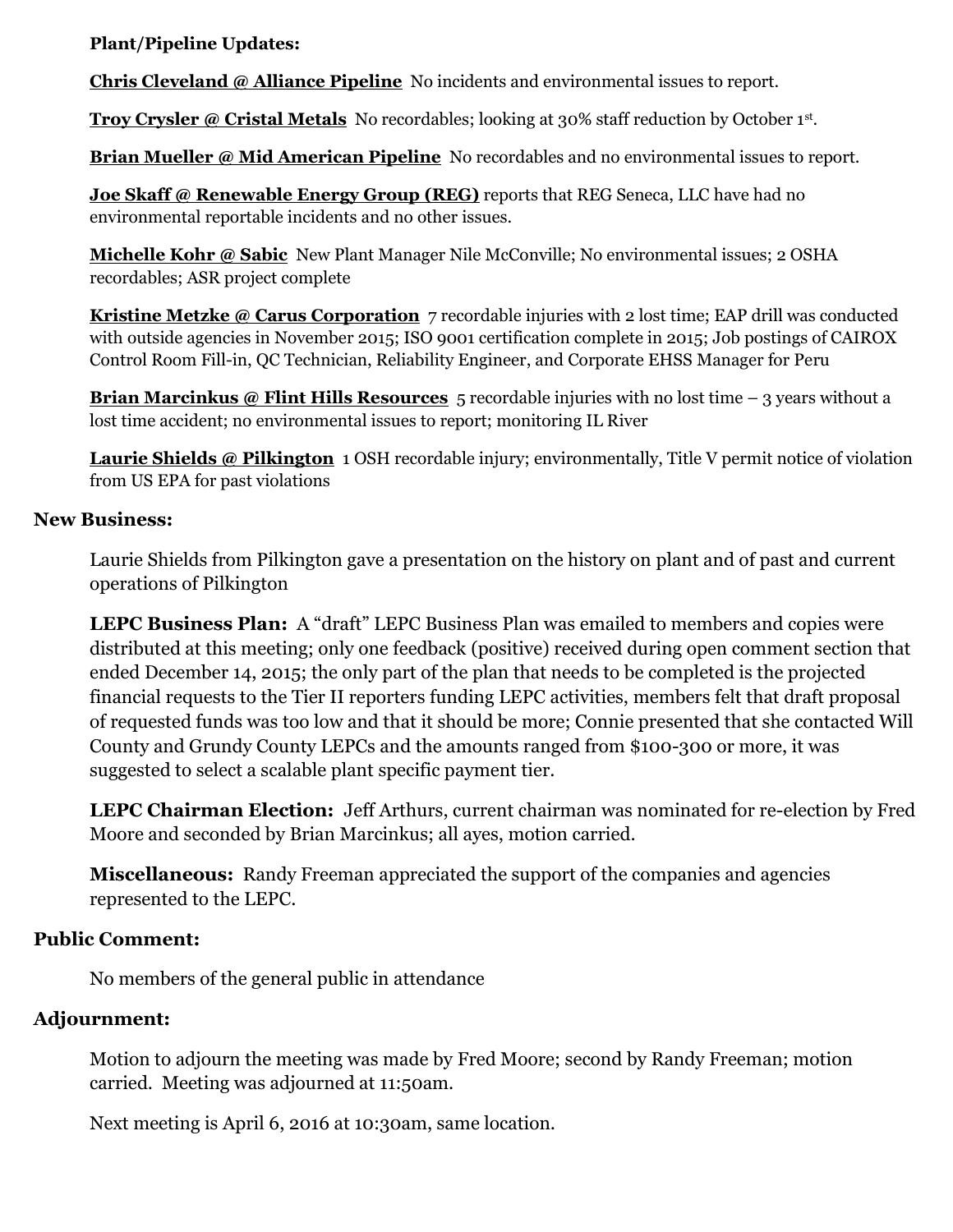**Plant/Pipeline Updates:**

**Chris Cleveland @ Alliance Pipeline** No incidents and environmental issues to report.

**Troy Crysler @ Cristal Metals** No recordables; looking at 30% staff reduction by October 1st.

**Brian Mueller @ Mid American Pipeline** No recordables and no environmental issues to report.

**Joe Skaff @ Renewable Energy Group (REG)** reports that REG Seneca, LLC have had no environmental reportable incidents and no other issues.

**Michelle Kohr @ Sabic** New Plant Manager Nile McConville; No environmental issues; 2 OSHA recordables; ASR project complete

**Kristine Metzke @ Carus Corporation** 7 recordable injuries with 2 lost time; EAP drill was conducted with outside agencies in November 2015; ISO 9001 certification complete in 2015; Job postings of CAIROX Control Room Fill-in, QC Technician, Reliability Engineer, and Corporate EHSS Manager for Peru

**Brian Marcinkus @ Flint Hills Resources** 5 recordable injuries with no lost time – 3 years without a lost time accident; no environmental issues to report; monitoring IL River

**Laurie Shields @ Pilkington** 1 OSH recordable injury; environmentally, Title V permit notice of violation from US EPA for past violations

**New Business:**

Laurie Shields from Pilkington gave a presentation on the history on plant and of past and current operations of Pilkington

**LEPC Business Plan:** A "draft" LEPC Business Plan was emailed to members and copies were distributed at this meeting; only one feedback (positive) received during open comment section that ended December 14, 2015; the only part of the plan that needs to be completed is the projected financial requests to the Tier II reporters funding LEPC activities, members felt that draft proposal of requested funds was too low and that it should be more; Connie presented that she contacted Will County and Grundy County LEPCs and the amounts ranged from $100-300 or more, it was suggested to select a scalable plant specific payment tier.

**LEPC Chairman Election:** Jeff Arthurs, current chairman was nominated for re-election by Fred Moore and seconded by Brian Marcinkus; all ayes, motion carried.

**Miscellaneous:** Randy Freeman appreciated the support of the companies and agencies represented to the LEPC.

**Public Comment:**

No members of the general public in attendance

**Adjournment:**

Motion to adjourn the meeting was made by Fred Moore; second by Randy Freeman; motion carried. Meeting was adjourned at 11:50am.

Next meeting is April 6, 2016 at 10:30am, same location.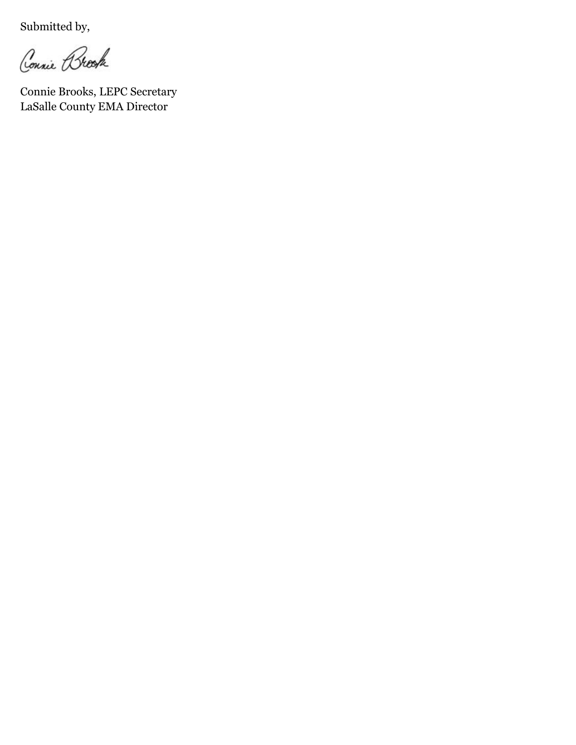Submitted by,

Connie Brook

Connie Brooks, LEPC Secretary
LaSalle County EMA Director